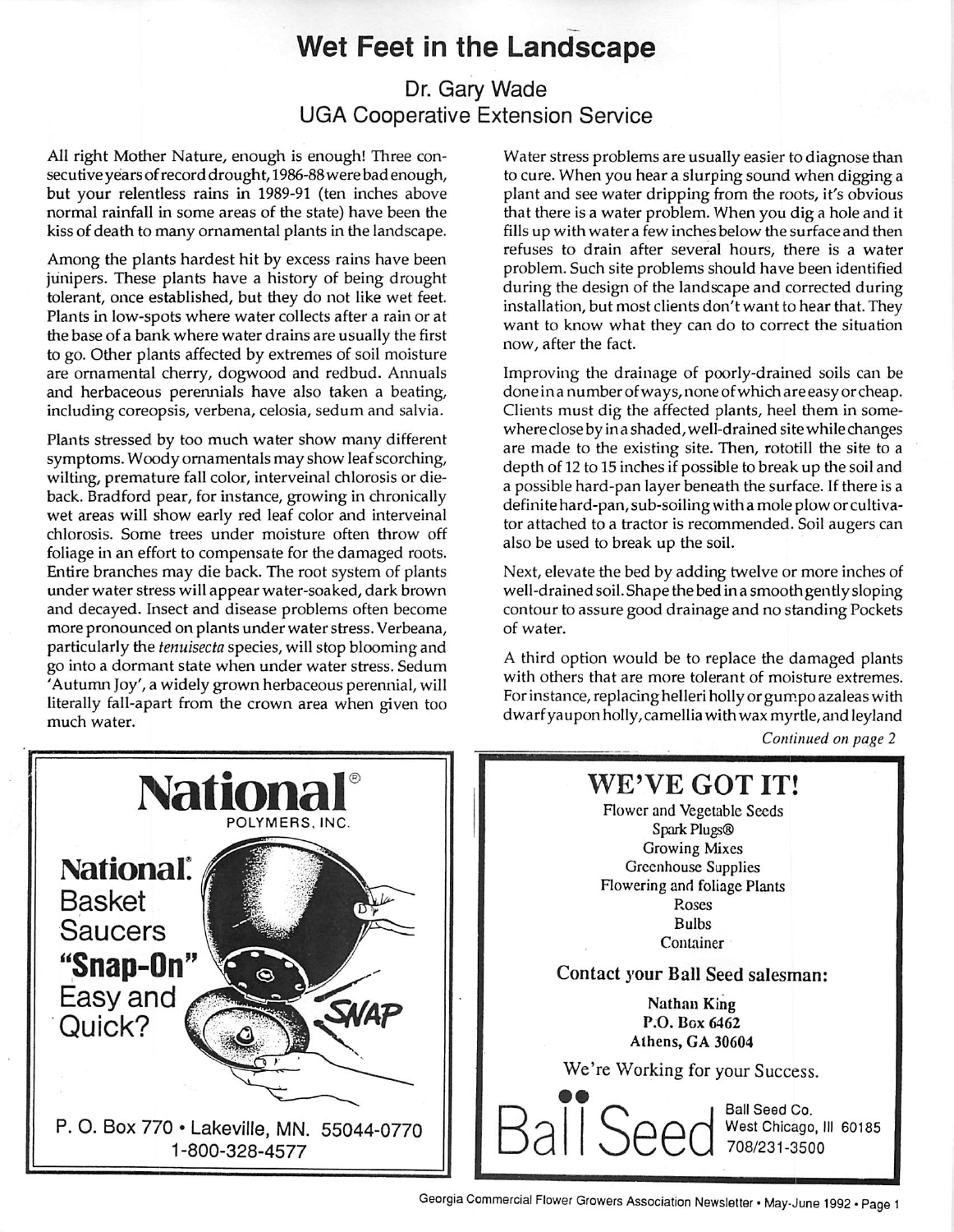# Wet Feet in the Landscape

## Dr. Gary Wade
## UGA Cooperative Extension Service

All right Mother Nature, enough is enough! Three consecutive years of record drought, 1986-88 were bad enough, but your relentless rains in 1989-91 (ten inches above normal rainfall in some areas of the state) have been the kiss of death to many ornamental plants in the landscape.

Among the plants hardest hit by excess rains have been junipers. These plants have a history of being drought tolerant, once established, but they do not like wet feet. Plants in low-spots where water collects after a rain or at the base of a bank where water drains are usually the first to go. Other plants affected by extremes of soil moisture are ornamental cherry, dogwood and redbud. Annuals and herbaceous perennials have also taken a beating, including coreopsis, verbena, celosia, sedum and salvia.

Plants stressed by too much water show many different symptoms. Woody ornamentals may show leaf scorching, wilting, premature fall color, interveinal chlorosis or dieback. Bradford pear, for instance, growing in chronically wet areas will show early red leaf color and interveinal chlorosis. Some trees under moisture often throw off foliage in an effort to compensate for the damaged roots. Entire branches may die back. The root system of plants under water stress will appear water-soaked, dark brown and decayed. Insect and disease problems often become more pronounced on plants under water stress. Verbeana, particularly the *tenuisecta* species, will stop blooming and go into a dormant state when under water stress. Sedum 'Autumn Joy', a widely grown herbaceous perennial, will literally fall-apart from the crown area when given too much water.

Water stress problems are usually easier to diagnose than to cure. When you hear a slurping sound when digging a plant and see water dripping from the roots, it's obvious that there is a water problem. When you dig a hole and it fills up with water a few inches below the surface and then refuses to drain after several hours, there is a water problem. Such site problems should have been identified during the design of the landscape and corrected during installation, but most clients don't want to hear that. They want to know what they can do to correct the situation now, after the fact.

Improving the drainage of poorly-drained soils can be done in a number of ways, none of which are easy or cheap. Clients must dig the affected plants, heel them in somewhere close by in a shaded, well-drained site while changes are made to the existing site. Then, rototill the site to a depth of 12 to 15 inches if possible to break up the soil and a possible hard-pan layer beneath the surface. If there is a definite hard-pan, sub-soiling with a mole plow or cultivator attached to a tractor is recommended. Soil augers can also be used to break up the soil.

Next, elevate the bed by adding twelve or more inches of well-drained soil. Shape the bed in a smooth gently sloping contour to assure good drainage and no standing Pockets of water.

A third option would be to replace the damaged plants with others that are more tolerant of moisture extremes. For instance, replacing helleri holly or gumpo azaleas with dwarf yaupon holly, camellia with wax myrtle, and leyland

*Continued on page 2*

---

**National®** POLYMERS, INC.

**National®** Basket Saucers **"Snap-On"** Easy and Quick?

SNAP

P. O. Box 770 • Lakeville, MN. 55044-0770
1-800-328-4577

---

**WE'VE GOT IT!**

Flower and Vegetable Seeds
Spark Plugs®
Growing Mixes
Greenhouse Supplies
Flowering and foliage Plants
Roses
Bulbs
Container

**Contact your Ball Seed salesman:**

**Nathan King**
**P.O. Box 6462**
**Athens, GA 30604**

We're Working for your Success.

Ball Seed

Ball Seed Co.
West Chicago, Ill 60185
708/231-3500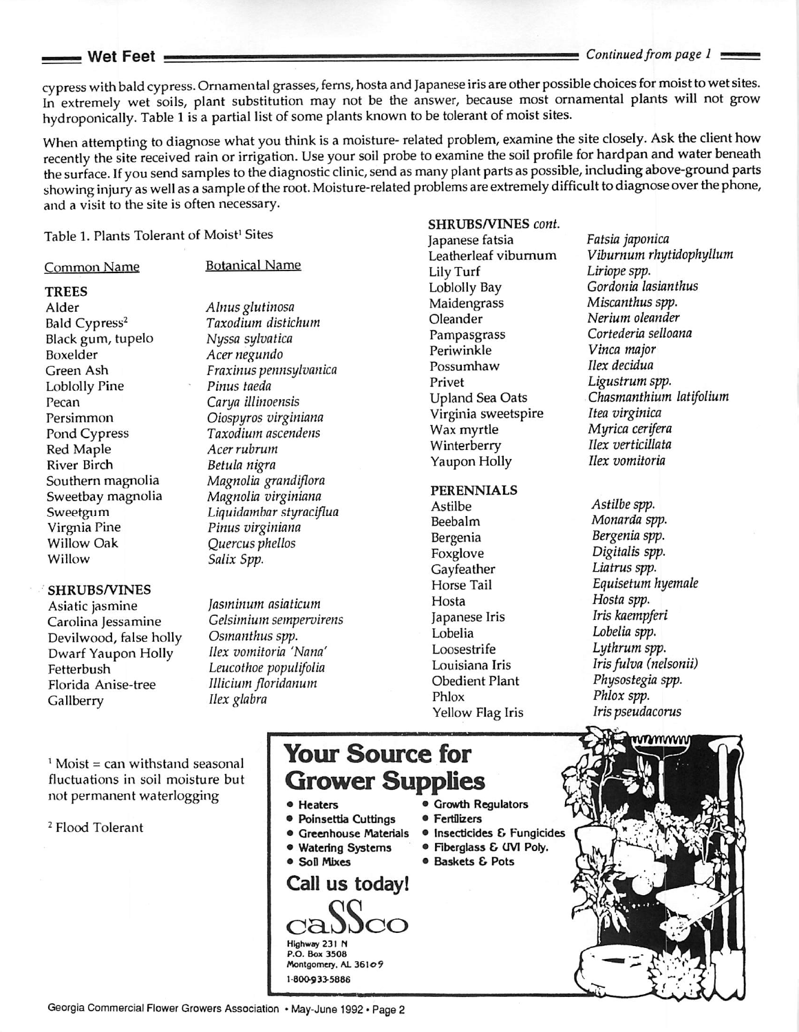## Wet Feet

*Continued from page 1*

cypress with bald cypress. Ornamental grasses, ferns, hosta and Japanese iris are other possible choices for moist to wet sites. In extremely wet soils, plant substitution may not be the answer, because most ornamental plants will not grow hydroponically. Table 1 is a partial list of some plants known to be tolerant of moist sites.

When attempting to diagnose what you think is a moisture- related problem, examine the site closely. Ask the client how recently the site received rain or irrigation. Use your soil probe to examine the soil profile for hardpan and water beneath the surface. If you send samples to the diagnostic clinic, send as many plant parts as possible, including above-ground parts showing injury as well as a sample of the root. Moisture-related problems are extremely difficult to diagnose over the phone, and a visit to the site is often necessary.

Table 1. Plants Tolerant of Moist[1] Sites

| Common Name | Botanical Name |
|---|---|
| **TREES** | |
| Alder | *Alnus glutinosa* |
| Bald Cypress[2] | *Taxodium distichum* |
| Black gum, tupelo | *Nyssa sylvatica* |
| Boxelder | *Acer negundo* |
| Green Ash | *Fraxinus pennsylvanica* |
| Loblolly Pine | *Pinus taeda* |
| Pecan | *Carya illinoensis* |
| Persimmon | *Oiospyros virginiana* |
| Pond Cypress | *Taxodium ascendens* |
| Red Maple | *Acer rubrum* |
| River Birch | *Betula nigra* |
| Southern magnolia | *Magnolia grandiflora* |
| Sweetbay magnolia | *Magnolia virginiana* |
| Sweetgum | *Liquidambar styraciflua* |
| Virgnia Pine | *Pinus virginiana* |
| Willow Oak | *Quercus phellos* |
| Willow | *Salix Spp.* |
| **SHRUBS/VINES** | |
| Asiatic jasmine | *Jasminum asiaticum* |
| Carolina Jessamine | *Gelsimium sempervirens* |
| Devilwood, false holly | *Osmanthus spp.* |
| Dwarf Yaupon Holly | *Ilex vomitoria 'Nana'* |
| Fetterbush | *Leucothoe populifolia* |
| Florida Anise-tree | *Illicium floridanum* |
| Gallberry | *Ilex glabra* |
| **SHRUBS/VINES** *cont.* | |
| Japanese fatsia | *Fatsia japonica* |
| Leatherleaf viburnum | *Viburnum rhytidophyllum* |
| Lily Turf | *Liriope spp.* |
| Loblolly Bay | *Gordonia lasianthus* |
| Maidengrass | *Miscanthus spp.* |
| Oleander | *Nerium oleander* |
| Pampasgrass | *Cortederia selloana* |
| Periwinkle | *Vinca major* |
| Possumhaw | *Ilex decidua* |
| Privet | *Ligustrum spp.* |
| Upland Sea Oats | *Chasmanthium latifolium* |
| Virginia sweetspire | *Itea virginica* |
| Wax myrtle | *Myrica cerifera* |
| Winterberry | *Ilex verticillata* |
| Yaupon Holly | *Ilex vomitoria* |
| **PERENNIALS** | |
| Astilbe | *Astilbe spp.* |
| Beebalm | *Monarda spp.* |
| Bergenia | *Bergenia spp.* |
| Foxglove | *Digitalis spp.* |
| Gayfeather | *Liatrus spp.* |
| Horse Tail | *Equisetum hyemale* |
| Hosta | *Hosta spp.* |
| Japanese Iris | *Iris kaempferi* |
| Lobelia | *Lobelia spp.* |
| Loosestrife | *Lythrum spp.* |
| Louisiana Iris | *Iris fulva (nelsonii)* |
| Obedient Plant | *Physostegia spp.* |
| Phlox | *Phlox spp.* |
| Yellow Flag Iris | *Iris pseudacorus* |

[1] Moist = can withstand seasonal fluctuations in soil moisture but not permanent waterlogging

[2] Flood Tolerant

**Your Source for Grower Supplies**

- Heaters
- Poinsettia Cuttings
- Greenhouse Materials
- Watering Systems
- Soil Mixes
- Growth Regulators
- Fertilizers
- Insecticides & Fungicides
- Fiberglass & UVI Poly.
- Baskets & Pots

**Call us today!**

caSSco
Highway 231 N
P.O. Box 3508
Montgomery, AL 36109
1-800-933-5886